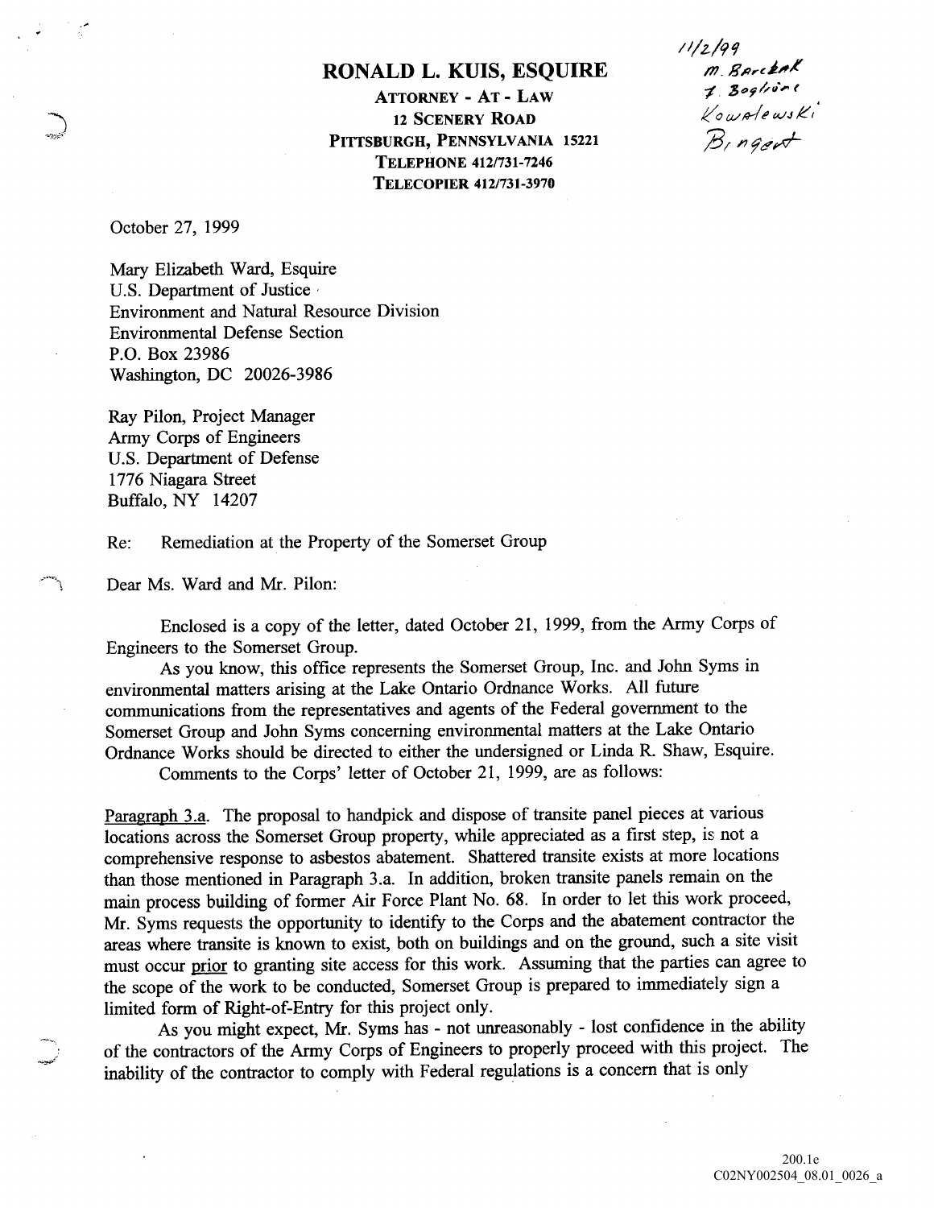11/2/99
M. Barczak
J. Boglione
Kowalewski
Bingert

# RONALD L. KUIS, ESQUIRE

**ATTORNEY - AT - LAW**
**12 SCENERY ROAD**
**PITTSBURGH, PENNSYLVANIA 15221**
**TELEPHONE 412/731-7246**
**TELECOPIER 412/731-3970**

October 27, 1999

Mary Elizabeth Ward, Esquire
U.S. Department of Justice
Environment and Natural Resource Division
Environmental Defense Section
P.O. Box 23986
Washington, DC 20026-3986

Ray Pilon, Project Manager
Army Corps of Engineers
U.S. Department of Defense
1776 Niagara Street
Buffalo, NY 14207

Re: Remediation at the Property of the Somerset Group

Dear Ms. Ward and Mr. Pilon:

Enclosed is a copy of the letter, dated October 21, 1999, from the Army Corps of Engineers to the Somerset Group.

As you know, this office represents the Somerset Group, Inc. and John Syms in environmental matters arising at the Lake Ontario Ordnance Works. All future communications from the representatives and agents of the Federal government to the Somerset Group and John Syms concerning environmental matters at the Lake Ontario Ordnance Works should be directed to either the undersigned or Linda R. Shaw, Esquire.

Comments to the Corps' letter of October 21, 1999, are as follows:

Paragraph 3.a. The proposal to handpick and dispose of transite panel pieces at various locations across the Somerset Group property, while appreciated as a first step, is not a comprehensive response to asbestos abatement. Shattered transite exists at more locations than those mentioned in Paragraph 3.a. In addition, broken transite panels remain on the main process building of former Air Force Plant No. 68. In order to let this work proceed, Mr. Syms requests the opportunity to identify to the Corps and the abatement contractor the areas where transite is known to exist, both on buildings and on the ground, such a site visit must occur prior to granting site access for this work. Assuming that the parties can agree to the scope of the work to be conducted, Somerset Group is prepared to immediately sign a limited form of Right-of-Entry for this project only.

As you might expect, Mr. Syms has - not unreasonably - lost confidence in the ability of the contractors of the Army Corps of Engineers to properly proceed with this project. The inability of the contractor to comply with Federal regulations is a concern that is only

200.1e
C02NY002504_08.01_0026_a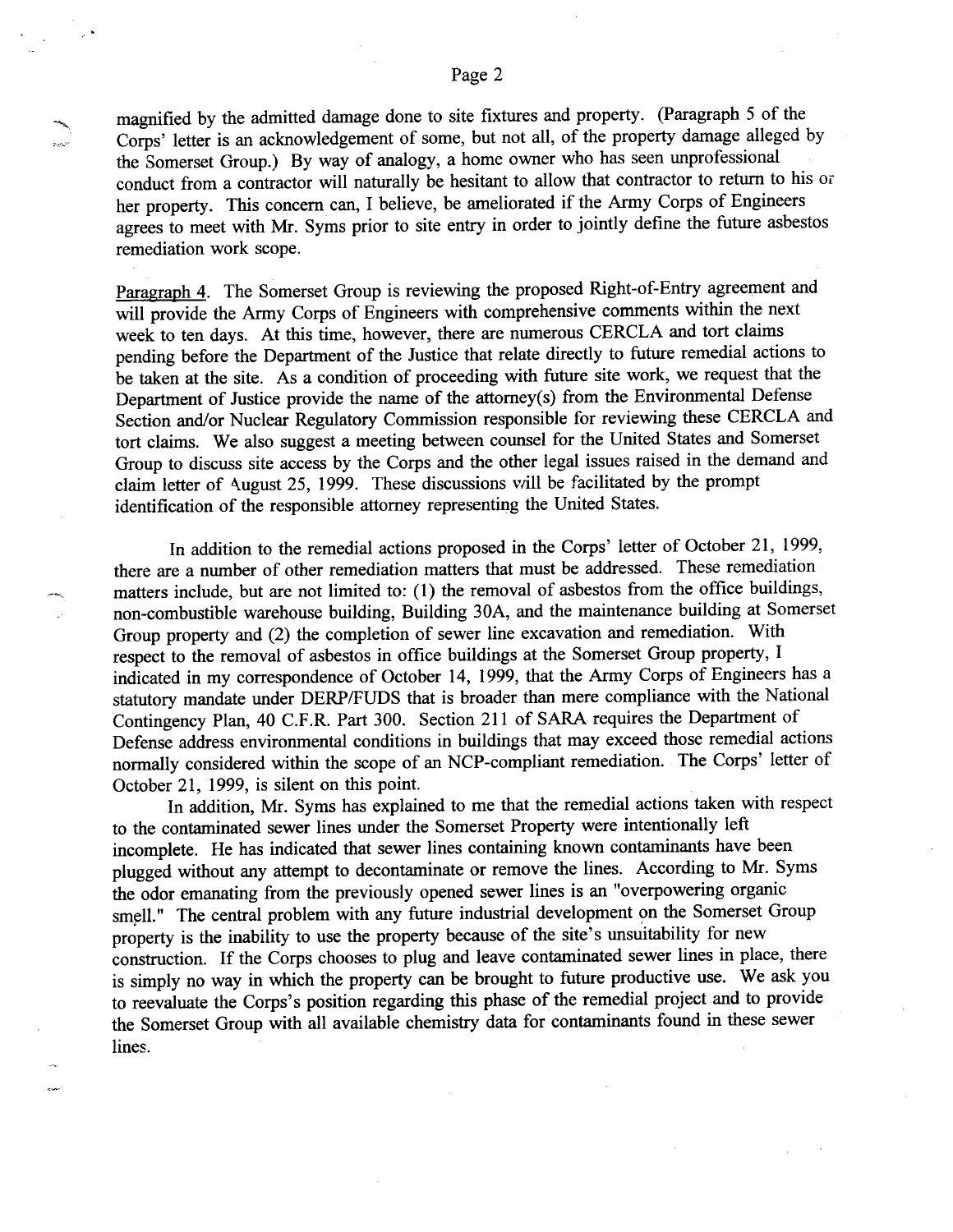magnified by the admitted damage done to site fixtures and property. (Paragraph 5 of the Corps' letter is an acknowledgement of some, but not all, of the property damage alleged by the Somerset Group.) By way of analogy, a home owner who has seen unprofessional conduct from a contractor will naturally be hesitant to allow that contractor to return to his or her property. This concern can, I believe, be ameliorated if the Army Corps of Engineers agrees to meet with Mr. Syms prior to site entry in order to jointly define the future asbestos remediation work scope.

Paragraph 4. The Somerset Group is reviewing the proposed Right-of-Entry agreement and will provide the Army Corps of Engineers with comprehensive comments within the next week to ten days. At this time, however, there are numerous CERCLA and tort claims pending before the Department of the Justice that relate directly to future remedial actions to be taken at the site. As a condition of proceeding with future site work, we request that the Department of Justice provide the name of the attorney(s) from the Environmental Defense Section and/or Nuclear Regulatory Commission responsible for reviewing these CERCLA and tort claims. We also suggest a meeting between counsel for the United States and Somerset Group to discuss site access by the Corps and the other legal issues raised in the demand and claim letter of August 25, 1999. These discussions will be facilitated by the prompt identification of the responsible attorney representing the United States.

In addition to the remedial actions proposed in the Corps' letter of October 21, 1999, there are a number of other remediation matters that must be addressed. These remediation matters include, but are not limited to: (1) the removal of asbestos from the office buildings, non-combustible warehouse building, Building 30A, and the maintenance building at Somerset Group property and (2) the completion of sewer line excavation and remediation. With respect to the removal of asbestos in office buildings at the Somerset Group property, I indicated in my correspondence of October 14, 1999, that the Army Corps of Engineers has a statutory mandate under DERP/FUDS that is broader than mere compliance with the National Contingency Plan, 40 C.F.R. Part 300. Section 211 of SARA requires the Department of Defense address environmental conditions in buildings that may exceed those remedial actions normally considered within the scope of an NCP-compliant remediation. The Corps' letter of October 21, 1999, is silent on this point.

In addition, Mr. Syms has explained to me that the remedial actions taken with respect to the contaminated sewer lines under the Somerset Property were intentionally left incomplete. He has indicated that sewer lines containing known contaminants have been plugged without any attempt to decontaminate or remove the lines. According to Mr. Syms the odor emanating from the previously opened sewer lines is an "overpowering organic smell." The central problem with any future industrial development on the Somerset Group property is the inability to use the property because of the site's unsuitability for new construction. If the Corps chooses to plug and leave contaminated sewer lines in place, there is simply no way in which the property can be brought to future productive use. We ask you to reevaluate the Corps's position regarding this phase of the remedial project and to provide the Somerset Group with all available chemistry data for contaminants found in these sewer lines.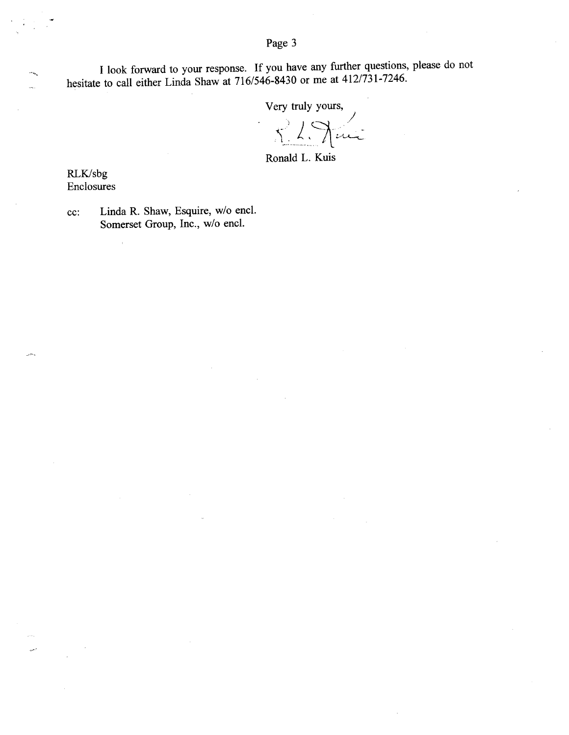I look forward to your response. If you have any further questions, please do not hesitate to call either Linda Shaw at 716/546-8430 or me at 412/731-7246.

Very truly yours,

R. L. Kuis

Ronald L. Kuis

RLK/sbg
Enclosures

cc: Linda R. Shaw, Esquire, w/o encl.
Somerset Group, Inc., w/o encl.